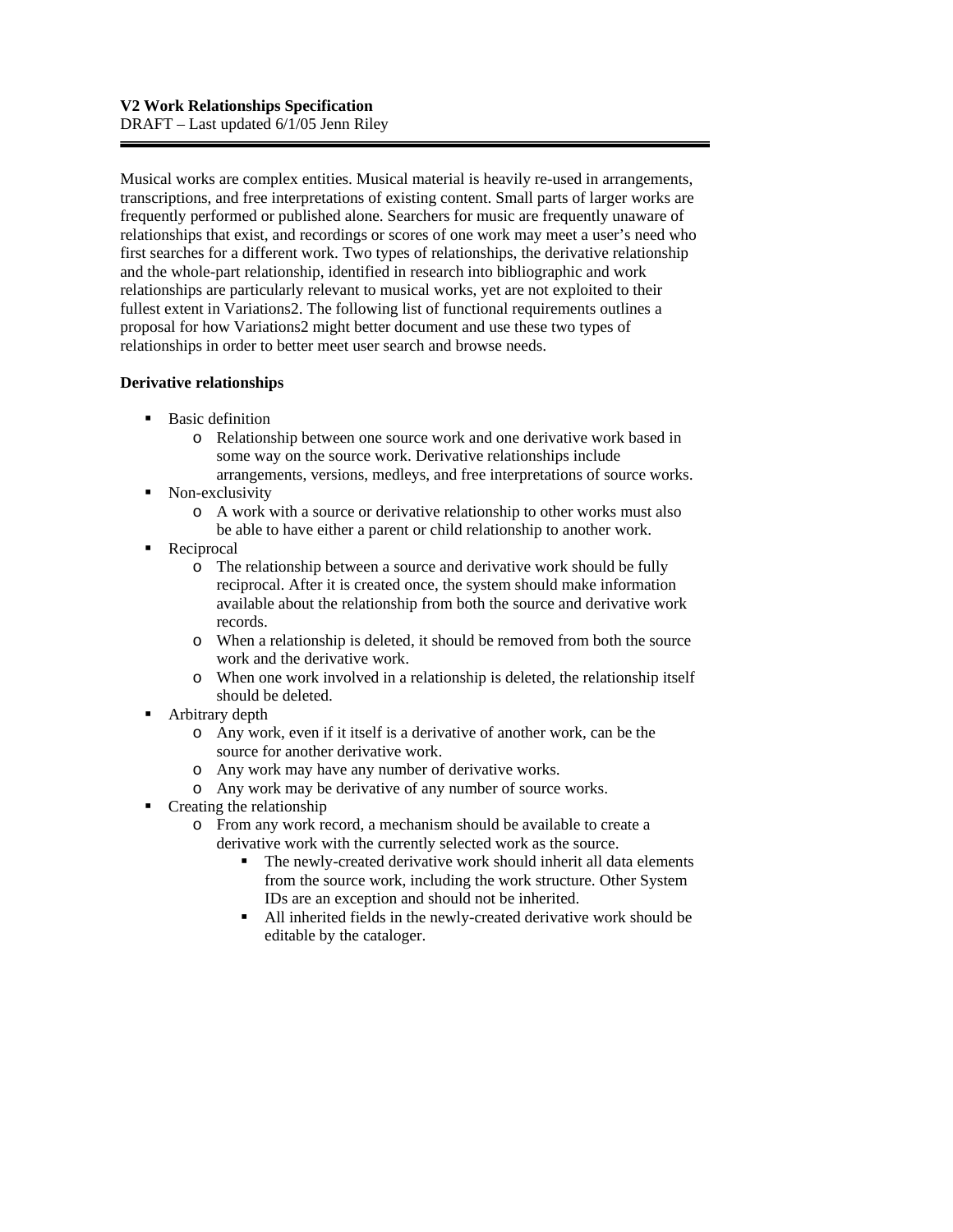**V2 Work Relationships Specification**
DRAFT – Last updated 6/1/05 Jenn Riley

---

Musical works are complex entities. Musical material is heavily re-used in arrangements, transcriptions, and free interpretations of existing content. Small parts of larger works are frequently performed or published alone. Searchers for music are frequently unaware of relationships that exist, and recordings or scores of one work may meet a user's need who first searches for a different work. Two types of relationships, the derivative relationship and the whole-part relationship, identified in research into bibliographic and work relationships are particularly relevant to musical works, yet are not exploited to their fullest extent in Variations2. The following list of functional requirements outlines a proposal for how Variations2 might better document and use these two types of relationships in order to better meet user search and browse needs.

**Derivative relationships**

- Basic definition
  - Relationship between one source work and one derivative work based in some way on the source work. Derivative relationships include arrangements, versions, medleys, and free interpretations of source works.
- Non-exclusivity
  - A work with a source or derivative relationship to other works must also be able to have either a parent or child relationship to another work.
- Reciprocal
  - The relationship between a source and derivative work should be fully reciprocal. After it is created once, the system should make information available about the relationship from both the source and derivative work records.
  - When a relationship is deleted, it should be removed from both the source work and the derivative work.
  - When one work involved in a relationship is deleted, the relationship itself should be deleted.
- Arbitrary depth
  - Any work, even if it itself is a derivative of another work, can be the source for another derivative work.
  - Any work may have any number of derivative works.
  - Any work may be derivative of any number of source works.
- Creating the relationship
  - From any work record, a mechanism should be available to create a derivative work with the currently selected work as the source.
    - The newly-created derivative work should inherit all data elements from the source work, including the work structure. Other System IDs are an exception and should not be inherited.
    - All inherited fields in the newly-created derivative work should be editable by the cataloger.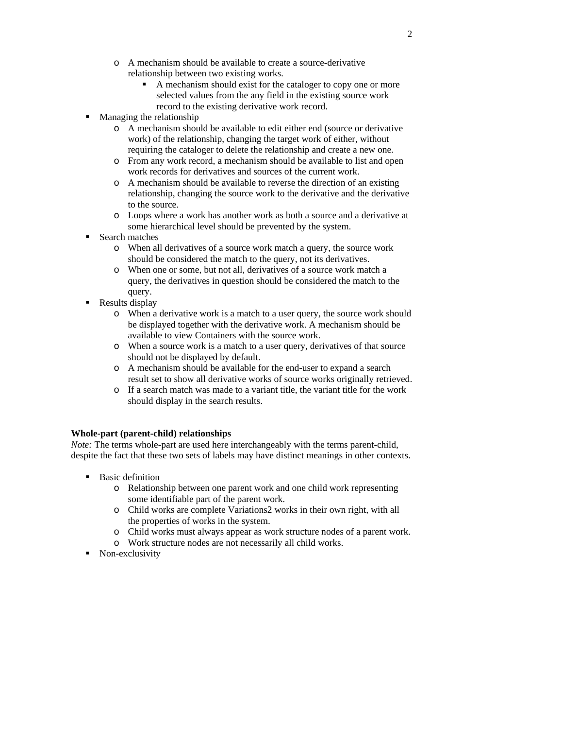- A mechanism should be available to create a source-derivative relationship between two existing works.
        - A mechanism should exist for the cataloger to copy one or more selected values from the any field in the existing source work record to the existing derivative work record.
- Managing the relationship
    - A mechanism should be available to edit either end (source or derivative work) of the relationship, changing the target work of either, without requiring the cataloger to delete the relationship and create a new one.
    - From any work record, a mechanism should be available to list and open work records for derivatives and sources of the current work.
    - A mechanism should be available to reverse the direction of an existing relationship, changing the source work to the derivative and the derivative to the source.
    - Loops where a work has another work as both a source and a derivative at some hierarchical level should be prevented by the system.
- Search matches
    - When all derivatives of a source work match a query, the source work should be considered the match to the query, not its derivatives.
    - When one or some, but not all, derivatives of a source work match a query, the derivatives in question should be considered the match to the query.
- Results display
    - When a derivative work is a match to a user query, the source work should be displayed together with the derivative work. A mechanism should be available to view Containers with the source work.
    - When a source work is a match to a user query, derivatives of that source should not be displayed by default.
    - A mechanism should be available for the end-user to expand a search result set to show all derivative works of source works originally retrieved.
    - If a search match was made to a variant title, the variant title for the work should display in the search results.

**Whole-part (parent-child) relationships**

*Note:* The terms whole-part are used here interchangeably with the terms parent-child, despite the fact that these two sets of labels may have distinct meanings in other contexts.

- Basic definition
    - Relationship between one parent work and one child work representing some identifiable part of the parent work.
    - Child works are complete Variations2 works in their own right, with all the properties of works in the system.
    - Child works must always appear as work structure nodes of a parent work.
    - Work structure nodes are not necessarily all child works.
- Non-exclusivity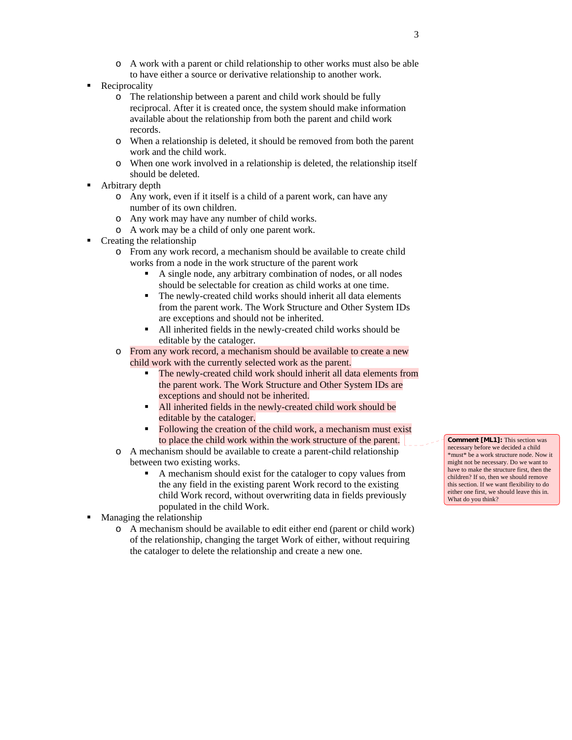- A work with a parent or child relationship to other works must also be able to have either a source or derivative relationship to another work.
- Reciprocality
  - The relationship between a parent and child work should be fully reciprocal. After it is created once, the system should make information available about the relationship from both the parent and child work records.
  - When a relationship is deleted, it should be removed from both the parent work and the child work.
  - When one work involved in a relationship is deleted, the relationship itself should be deleted.
- Arbitrary depth
  - Any work, even if it itself is a child of a parent work, can have any number of its own children.
  - Any work may have any number of child works.
  - A work may be a child of only one parent work.
- Creating the relationship
  - From any work record, a mechanism should be available to create child works from a node in the work structure of the parent work
    - A single node, any arbitrary combination of nodes, or all nodes should be selectable for creation as child works at one time.
    - The newly-created child works should inherit all data elements from the parent work. The Work Structure and Other System IDs are exceptions and should not be inherited.
    - All inherited fields in the newly-created child works should be editable by the cataloger.
  - From any work record, a mechanism should be available to create a new child work with the currently selected work as the parent.
    - The newly-created child work should inherit all data elements from the parent work. The Work Structure and Other System IDs are exceptions and should not be inherited.
    - All inherited fields in the newly-created child work should be editable by the cataloger.
    - Following the creation of the child work, a mechanism must exist to place the child work within the work structure of the parent.
  - A mechanism should be available to create a parent-child relationship between two existing works.
    - A mechanism should exist for the cataloger to copy values from the any field in the existing parent Work record to the existing child Work record, without overwriting data in fields previously populated in the child Work.
- Managing the relationship
  - A mechanism should be available to edit either end (parent or child work) of the relationship, changing the target Work of either, without requiring the cataloger to delete the relationship and create a new one.

**Comment [ML1]:** This section was necessary before we decided a child *must* be a work structure node. Now it might not be necessary. Do we want to have to make the structure first, then the children? If so, then we should remove this section. If we want flexibility to do either one first, we should leave this in. What do you think?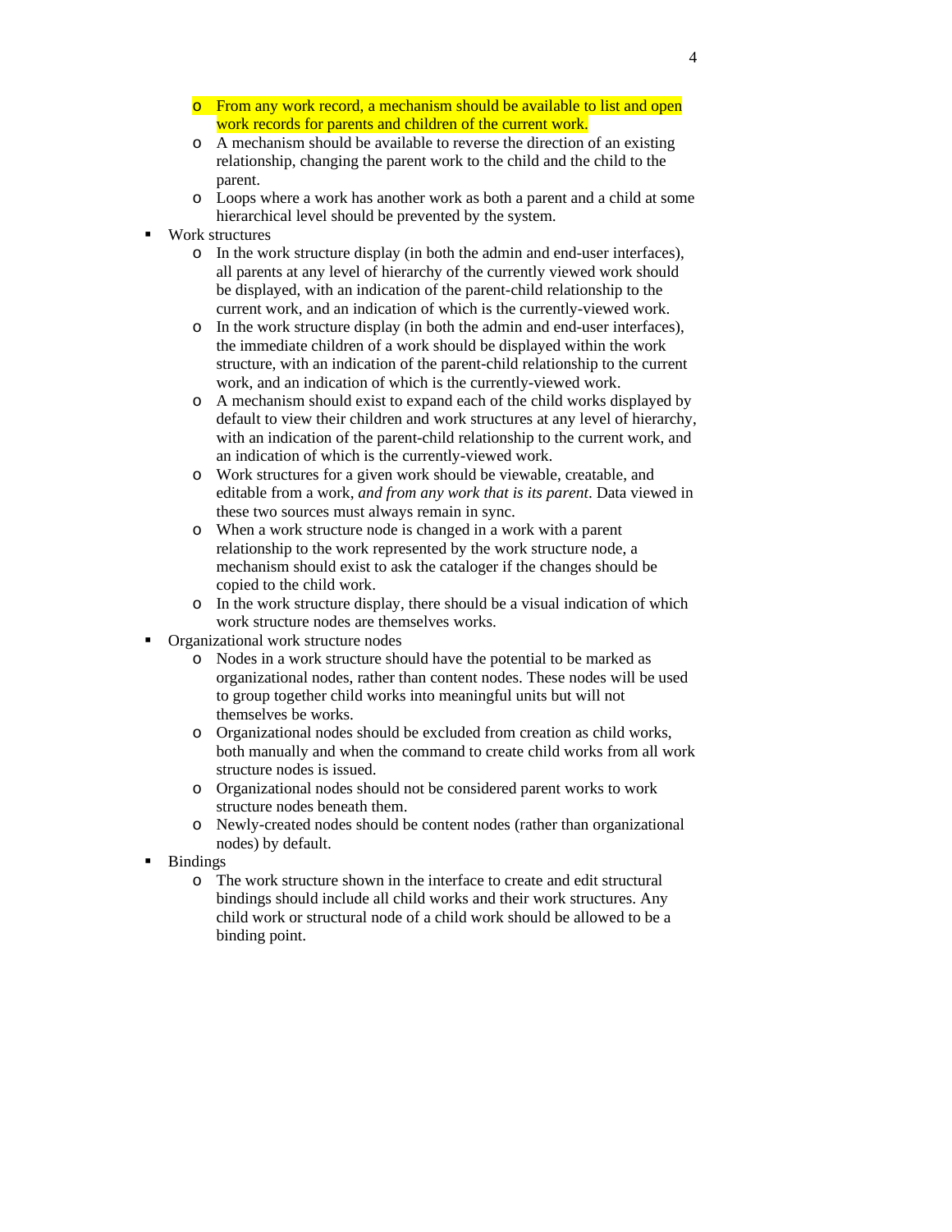- From any work record, a mechanism should be available to list and open work records for parents and children of the current work.
  - A mechanism should be available to reverse the direction of an existing relationship, changing the parent work to the child and the child to the parent.
  - Loops where a work has another work as both a parent and a child at some hierarchical level should be prevented by the system.
- Work structures
  - In the work structure display (in both the admin and end-user interfaces), all parents at any level of hierarchy of the currently viewed work should be displayed, with an indication of the parent-child relationship to the current work, and an indication of which is the currently-viewed work.
  - In the work structure display (in both the admin and end-user interfaces), the immediate children of a work should be displayed within the work structure, with an indication of the parent-child relationship to the current work, and an indication of which is the currently-viewed work.
  - A mechanism should exist to expand each of the child works displayed by default to view their children and work structures at any level of hierarchy, with an indication of the parent-child relationship to the current work, and an indication of which is the currently-viewed work.
  - Work structures for a given work should be viewable, creatable, and editable from a work, *and from any work that is its parent*. Data viewed in these two sources must always remain in sync.
  - When a work structure node is changed in a work with a parent relationship to the work represented by the work structure node, a mechanism should exist to ask the cataloger if the changes should be copied to the child work.
  - In the work structure display, there should be a visual indication of which work structure nodes are themselves works.
- Organizational work structure nodes
  - Nodes in a work structure should have the potential to be marked as organizational nodes, rather than content nodes. These nodes will be used to group together child works into meaningful units but will not themselves be works.
  - Organizational nodes should be excluded from creation as child works, both manually and when the command to create child works from all work structure nodes is issued.
  - Organizational nodes should not be considered parent works to work structure nodes beneath them.
  - Newly-created nodes should be content nodes (rather than organizational nodes) by default.
- Bindings
  - The work structure shown in the interface to create and edit structural bindings should include all child works and their work structures. Any child work or structural node of a child work should be allowed to be a binding point.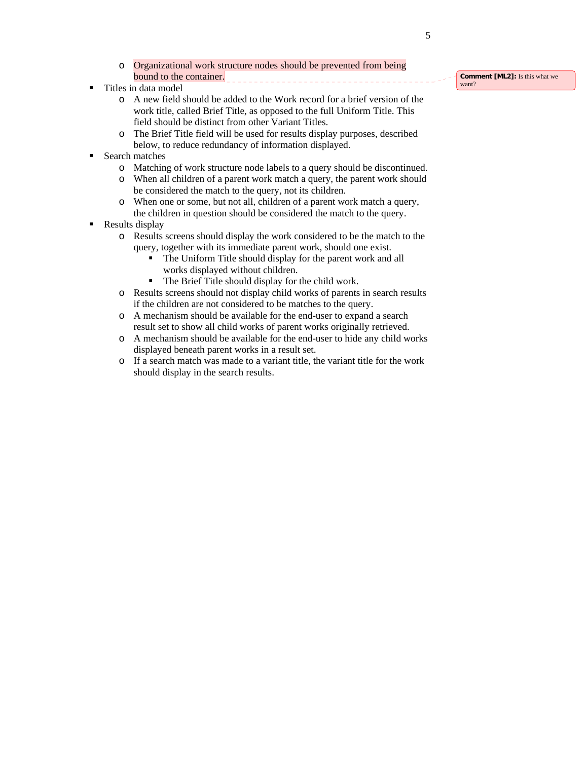- Organizational work structure nodes should be prevented from being bound to the container.

> **Comment [ML2]:** Is this what we want?

- Titles in data model
    - A new field should be added to the Work record for a brief version of the work title, called Brief Title, as opposed to the full Uniform Title. This field should be distinct from other Variant Titles.
    - The Brief Title field will be used for results display purposes, described below, to reduce redundancy of information displayed.
- Search matches
    - Matching of work structure node labels to a query should be discontinued.
    - When all children of a parent work match a query, the parent work should be considered the match to the query, not its children.
    - When one or some, but not all, children of a parent work match a query, the children in question should be considered the match to the query.
- Results display
    - Results screens should display the work considered to be the match to the query, together with its immediate parent work, should one exist.
        - The Uniform Title should display for the parent work and all works displayed without children.
        - The Brief Title should display for the child work.
    - Results screens should not display child works of parents in search results if the children are not considered to be matches to the query.
    - A mechanism should be available for the end-user to expand a search result set to show all child works of parent works originally retrieved.
    - A mechanism should be available for the end-user to hide any child works displayed beneath parent works in a result set.
    - If a search match was made to a variant title, the variant title for the work should display in the search results.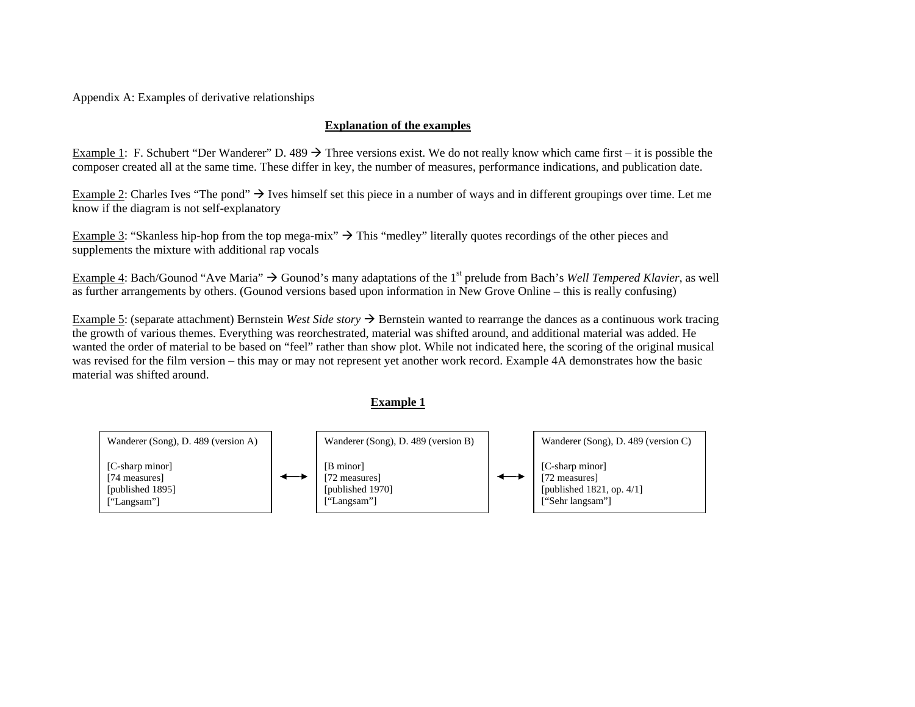Appendix A: Examples of derivative relationships

## **Explanation of the examples**

Example 1: F. Schubert "Der Wanderer" D. 489 → Three versions exist. We do not really know which came first – it is possible the composer created all at the same time. These differ in key, the number of measures, performance indications, and publication date.

Example 2: Charles Ives "The pond" → Ives himself set this piece in a number of ways and in different groupings over time. Let me know if the diagram is not self-explanatory

Example 3: "Skanless hip-hop from the top mega-mix" → This "medley" literally quotes recordings of the other pieces and supplements the mixture with additional rap vocals

Example 4: Bach/Gounod "Ave Maria" → Gounod's many adaptations of the 1st prelude from Bach's *Well Tempered Klavier*, as well as further arrangements by others. (Gounod versions based upon information in New Grove Online – this is really confusing)

Example 5: (separate attachment) Bernstein *West Side story* → Bernstein wanted to rearrange the dances as a continuous work tracing the growth of various themes. Everything was reorchestrated, material was shifted around, and additional material was added. He wanted the order of material to be based on "feel" rather than show plot. While not indicated here, the scoring of the original musical was revised for the film version – this may or may not represent yet another work record. Example 4A demonstrates how the basic material was shifted around.

## **Example 1**

| Wanderer (Song), D. 489 (version A) | ↔ | Wanderer (Song), D. 489 (version B) | ↔ | Wanderer (Song), D. 489 (version C) |
|---|---|---|---|---|
| [C-sharp minor] | | [B minor] | | [C-sharp minor] |
| [74 measures] | | [72 measures] | | [72 measures] |
| [published 1895] | | [published 1970] | | [published 1821, op. 4/1] |
| ["Langsam"] | | ["Langsam"] | | ["Sehr langsam"] |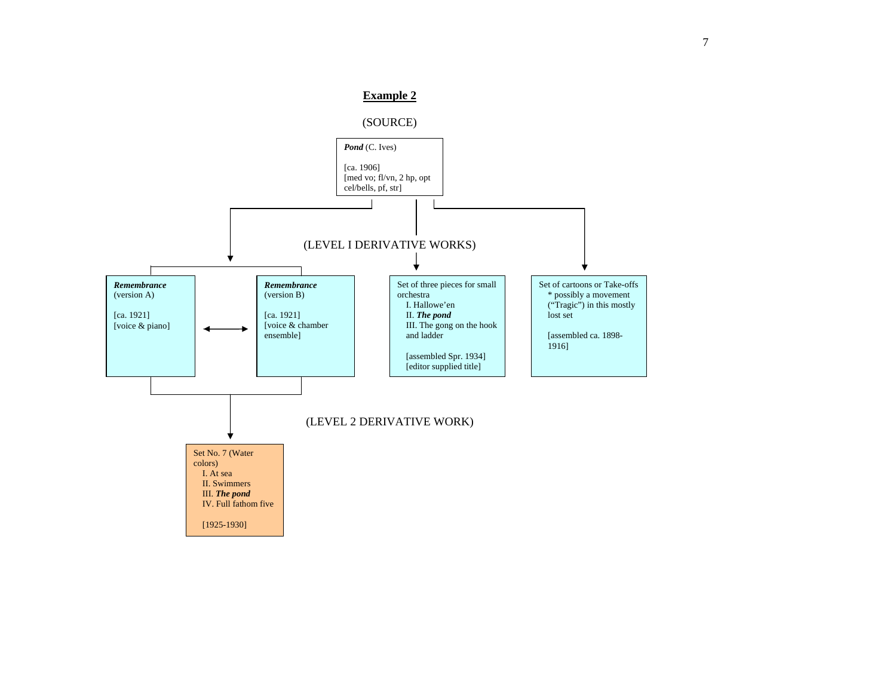## Example 2

(SOURCE)

***Pond*** (C. Ives)

[ca. 1906]
[med vo; fl/vn, 2 hp, opt cel/bells, pf, str]

(LEVEL I DERIVATIVE WORKS)

***Remembrance*** (version A)

[ca. 1921]
[voice & piano]

***Remembrance*** (version B)

[ca. 1921]
[voice & chamber ensemble]

Set of three pieces for small orchestra
- I. Hallowe'en
- II. ***The pond***
- III. The gong on the hook and ladder

[assembled Spr. 1934]
[editor supplied title]

Set of cartoons or Take-offs
* possibly a movement ("Tragic") in this mostly lost set

[assembled ca. 1898-1916]

(LEVEL 2 DERIVATIVE WORK)

Set No. 7 (Water colors)
- I. At sea
- II. Swimmers
- III. ***The pond***
- IV. Full fathom five

[1925-1930]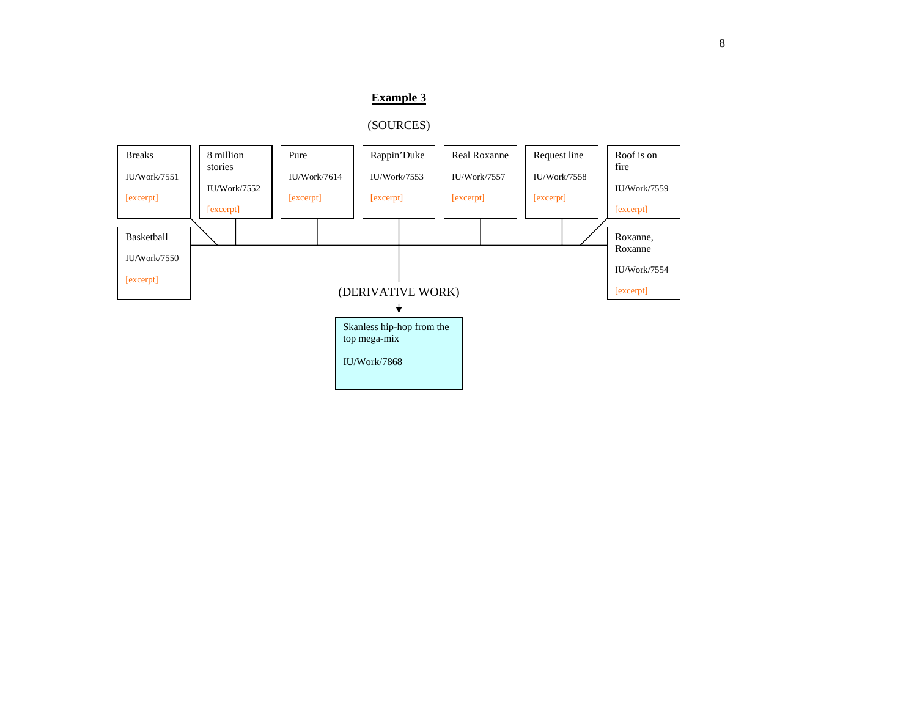**Example 3**

(SOURCES)

| Title | Identifier | |
|---|---|---|
| Breaks | IU/Work/7551 | [excerpt] |
| 8 million stories | IU/Work/7552 | [excerpt] |
| Pure | IU/Work/7614 | [excerpt] |
| Rappin'Duke | IU/Work/7553 | [excerpt] |
| Real Roxanne | IU/Work/7557 | [excerpt] |
| Request line | IU/Work/7558 | [excerpt] |
| Roof is on fire | IU/Work/7559 | [excerpt] |
| Basketball | IU/Work/7550 | [excerpt] |
| Roxanne, Roxanne | IU/Work/7554 | [excerpt] |

(DERIVATIVE WORK)

↓

Skanless hip-hop from the top mega-mix

IU/Work/7868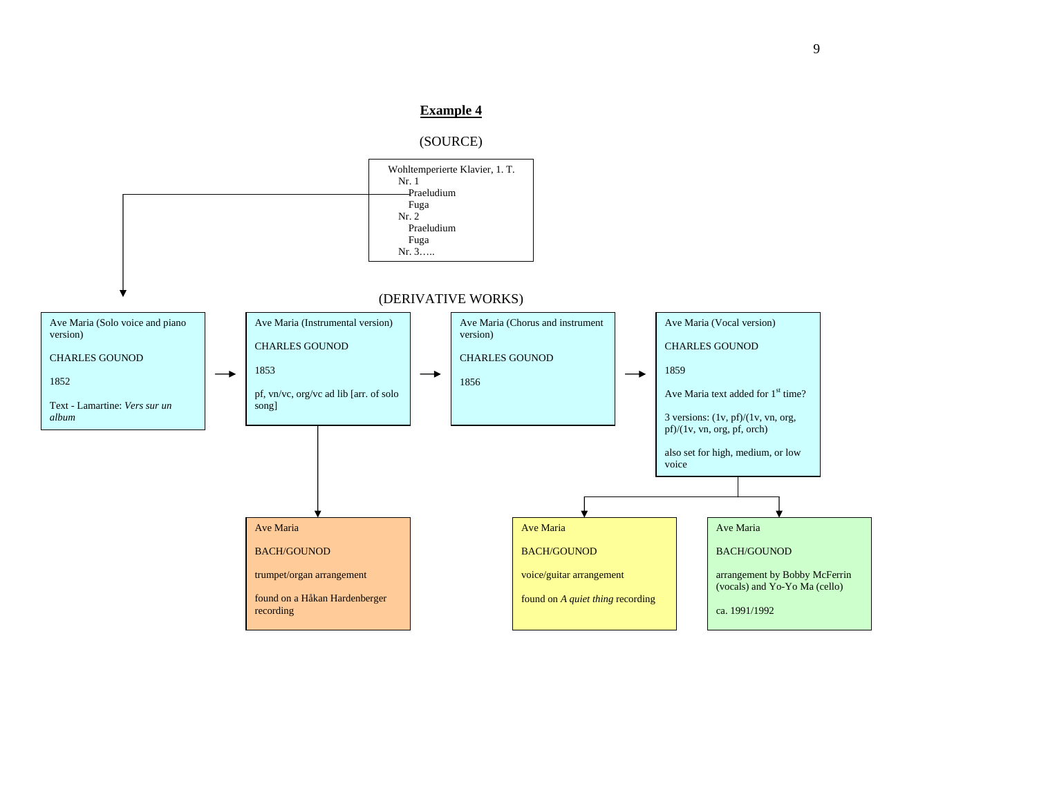**Example 4**

(SOURCE)

Wohltemperierte Klavier, 1. T.
- Nr. 1
  - Praeludium
  - Fuga
- Nr. 2
  - Praeludium
  - Fuga
- Nr. 3…..

(DERIVATIVE WORKS)

Ave Maria (Solo voice and piano version)

CHARLES GOUNOD

1852

Text - Lamartine: *Vers sur un album*

→

Ave Maria (Instrumental version)

CHARLES GOUNOD

1853

pf, vn/vc, org/vc ad lib [arr. of solo song]

→

Ave Maria (Chorus and instrument version)

CHARLES GOUNOD

1856

→

Ave Maria (Vocal version)

CHARLES GOUNOD

1859

Ave Maria text added for 1st time?

3 versions: (1v, pf)/(1v, vn, org, pf)/(1v, vn, org, pf, orch)

also set for high, medium, or low voice

---

Ave Maria

BACH/GOUNOD

trumpet/organ arrangement

found on a Håkan Hardenberger recording

---

Ave Maria

BACH/GOUNOD

voice/guitar arrangement

found on *A quiet thing* recording

---

Ave Maria

BACH/GOUNOD

arrangement by Bobby McFerrin (vocals) and Yo-Yo Ma (cello)

ca. 1991/1992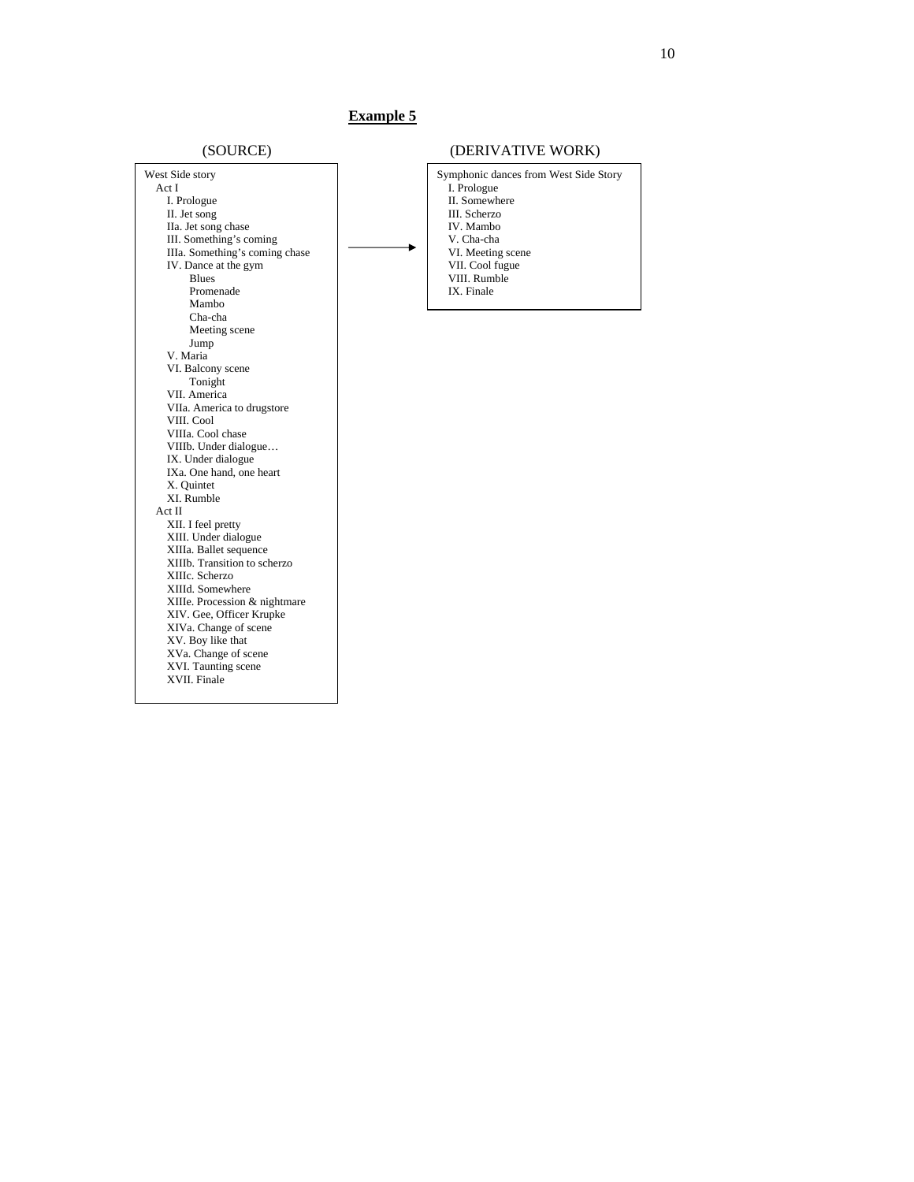**Example 5**

(SOURCE)

West Side story
- Act I
  - I. Prologue
  - II. Jet song
  - IIa. Jet song chase
  - III. Something's coming
  - IIIa. Something's coming chase
  - IV. Dance at the gym
    - Blues
    - Promenade
    - Mambo
    - Cha-cha
    - Meeting scene
    - Jump
  - V. Maria
  - VI. Balcony scene
    - Tonight
  - VII. America
  - VIIa. America to drugstore
  - VIII. Cool
  - VIIIa. Cool chase
  - VIIIb. Under dialogue…
  - IX. Under dialogue
  - IXa. One hand, one heart
  - X. Quintet
  - XI. Rumble
- Act II
  - XII. I feel pretty
  - XIII. Under dialogue
  - XIIIa. Ballet sequence
  - XIIIb. Transition to scherzo
  - XIIIc. Scherzo
  - XIIId. Somewhere
  - XIIIe. Procession & nightmare
  - XIV. Gee, Officer Krupke
  - XIVa. Change of scene
  - XV. Boy like that
  - XVa. Change of scene
  - XVI. Taunting scene
  - XVII. Finale

→

(DERIVATIVE WORK)

Symphonic dances from West Side Story
- I. Prologue
- II. Somewhere
- III. Scherzo
- IV. Mambo
- V. Cha-cha
- VI. Meeting scene
- VII. Cool fugue
- VIII. Rumble
- IX. Finale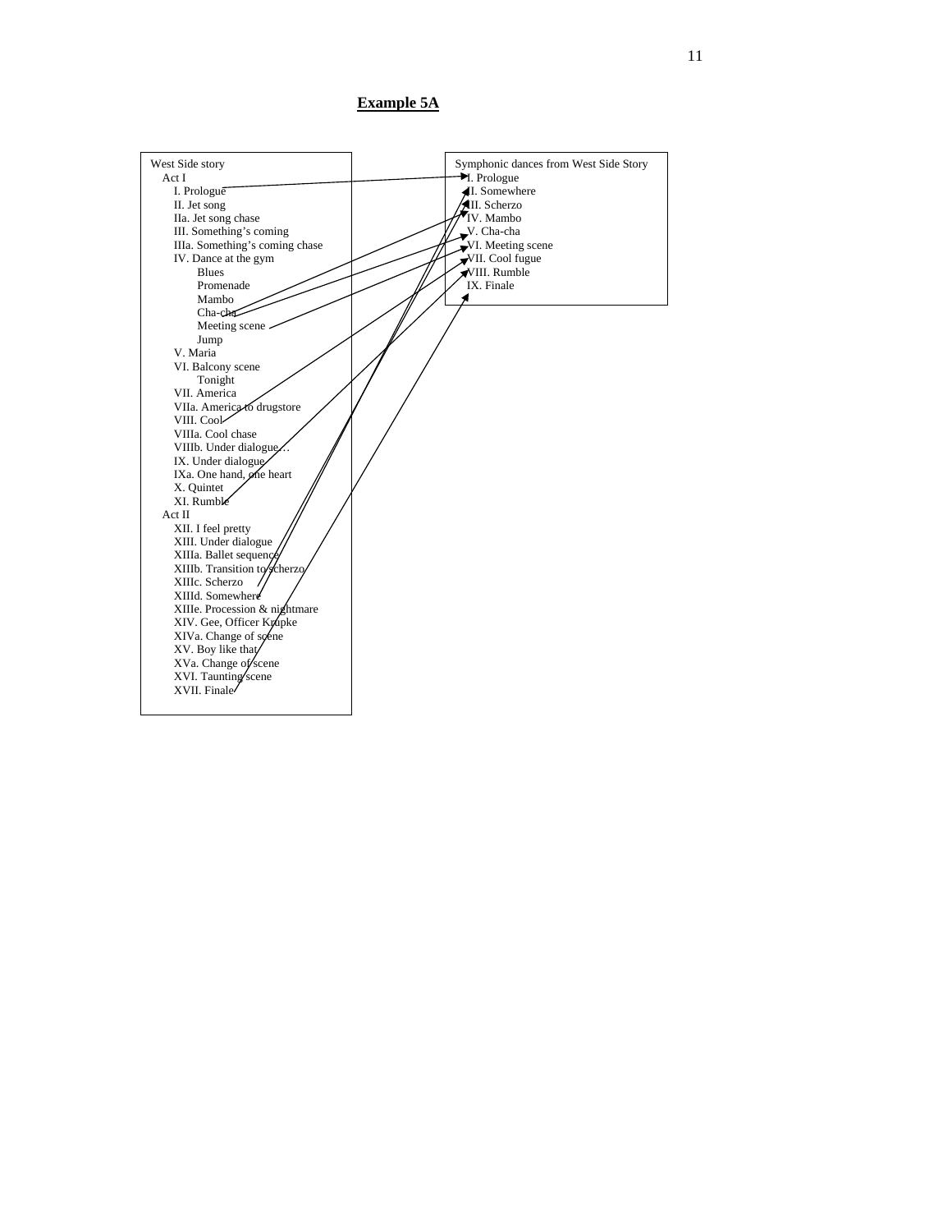**Example 5A**

West Side story

- Act I
  - I. Prologue
  - II. Jet song
  - IIa. Jet song chase
  - III. Something's coming
  - IIIa. Something's coming chase
  - IV. Dance at the gym
    - Blues
    - Promenade
    - Mambo
    - Cha-cha
    - Meeting scene
    - Jump
  - V. Maria
  - VI. Balcony scene
    - Tonight
  - VII. America
  - VIIa. America to drugstore
  - VIII. Cool
  - VIIIa. Cool chase
  - VIIIb. Under dialogue…
  - IX. Under dialogue
  - IXa. One hand, one heart
  - X. Quintet
  - XI. Rumble
- Act II
  - XII. I feel pretty
  - XIII. Under dialogue
  - XIIIa. Ballet sequence
  - XIIIb. Transition to scherzo
  - XIIIc. Scherzo
  - XIIId. Somewhere
  - XIIIe. Procession & nightmare
  - XIV. Gee, Officer Krupke
  - XIVa. Change of scene
  - XV. Boy like that
  - XVa. Change of scene
  - XVI. Taunting scene
  - XVII. Finale

Symphonic dances from West Side Story

- I. Prologue
- II. Somewhere
- III. Scherzo
- IV. Mambo
- V. Cha-cha
- VI. Meeting scene
- VII. Cool fugue
- VIII. Rumble
- IX. Finale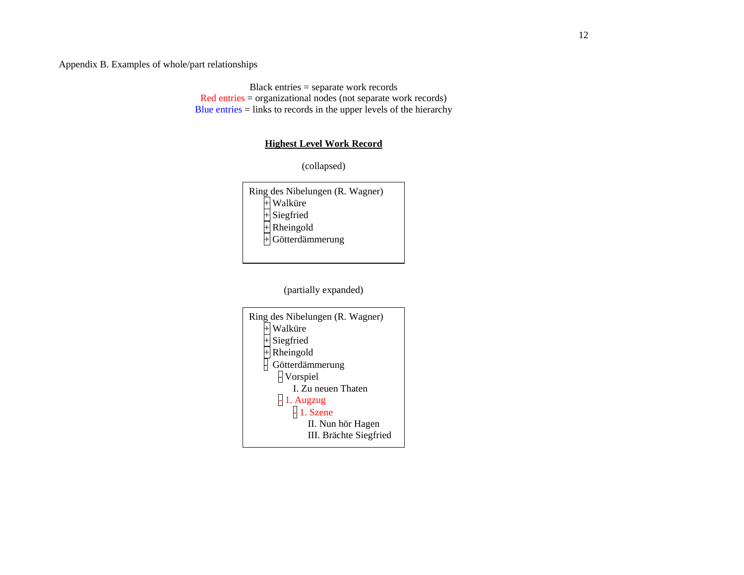Appendix B. Examples of whole/part relationships

Black entries = separate work records
Red entries = organizational nodes (not separate work records)
Blue entries = links to records in the upper levels of the hierarchy

**Highest Level Work Record**

(collapsed)

```
Ring des Nibelungen (R. Wagner)
    [+] Walküre
    [+] Siegfried
    [+] Rheingold
    [+] Götterdämmerung
```

(partially expanded)

```
Ring des Nibelungen (R. Wagner)
    [+] Walküre
    [+] Siegfried
    [+] Rheingold
    [-] Götterdämmerung
        [-] Vorspiel
              I. Zu neuen Thaten
        [-] 1. Augzug
            [-] 1. Szene
                  II. Nun hör Hagen
                  III. Brächte Siegfried
```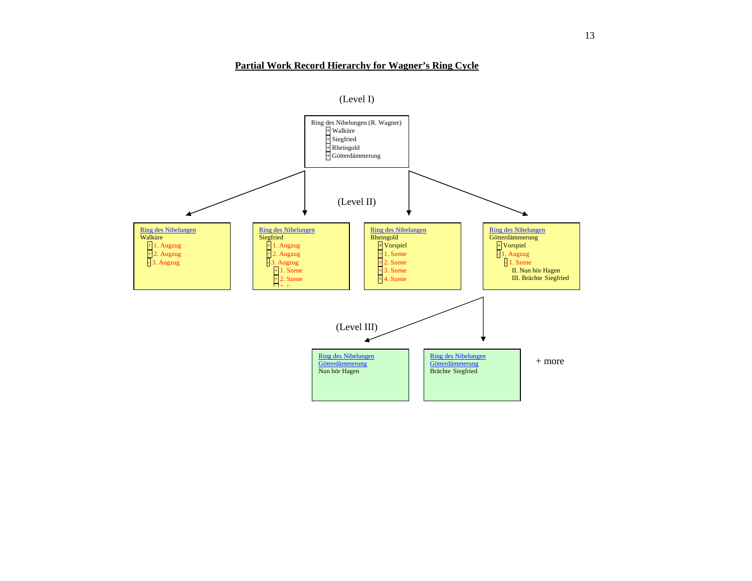## Partial Work Record Hierarchy for Wagner's Ring Cycle

(Level I)

Ring des Nibelungen (R. Wagner)
+ Walküre
+ Siegfried
+ Rheingold
+ Götterdämmerung

(Level II)

Ring des Nibelungen
Walküre
+ 1. Augzug
+ 2. Augzug
- 3. Augzug

Ring des Nibelungen
Siegfried
+ 1. Augzug
+ 2. Augzug
- 3. Augzug
+ 1. Szene
+ 2. Szene

Ring des Nibelungen
Rheingold
+ Vorspiel
+ 1. Szene
+ 2. Szene
+ 3. Szene
+ 4. Szene

Ring des Nibelungen
Götterdämmerung
+ Vorspiel
- 1. Augzug
- 1. Szene
II. Nun hör Hagen
III. Brächte Siegfried

(Level III)

Ring des Nibelungen
Götterdämmerung
Nun hör Hagen

Ring des Nibelungen
Götterdämmerung
Brächte Siegfried

+ more